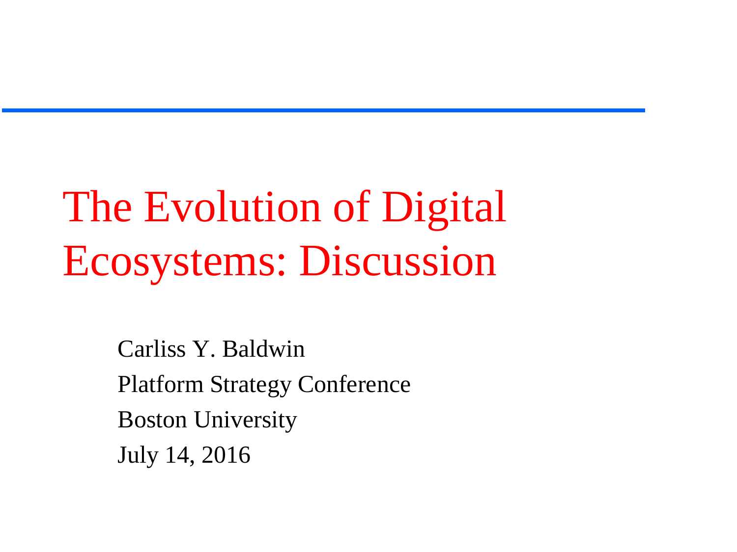# The Evolution of Digital Ecosystems: Discussion

Carliss Y. Baldwin

Platform Strategy Conference

Boston University

July 14, 2016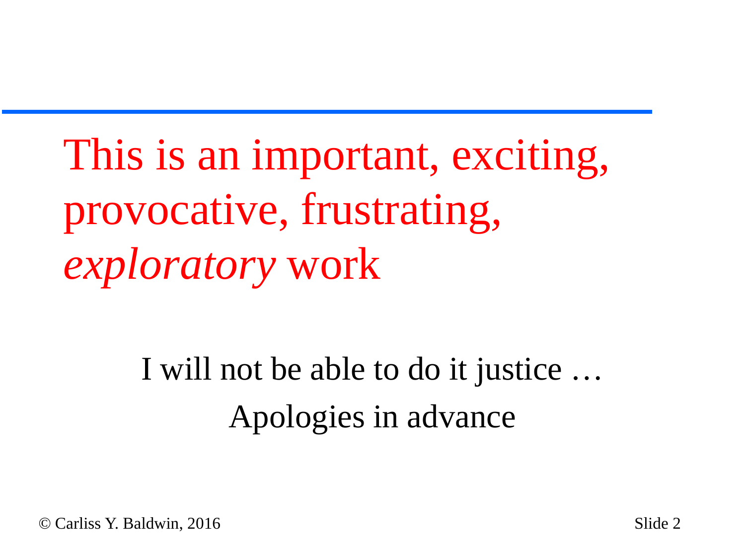# This is an important, exciting, provocative, frustrating, *exploratory* work

I will not be able to do it justice …

Apologies in advance

© Carliss Y. Baldwin, 2016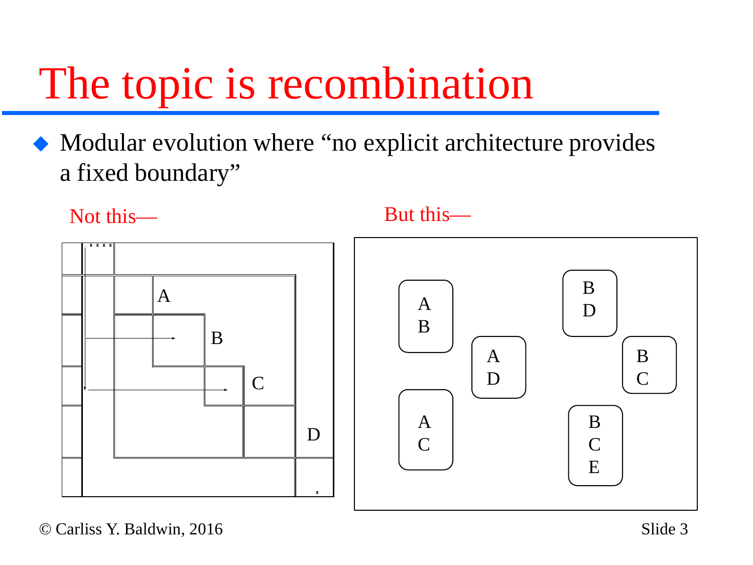# The topic is recombination

- Modular evolution where "no explicit architecture provides a fixed boundary"

Not this—

But this—

© Carliss Y. Baldwin, 2016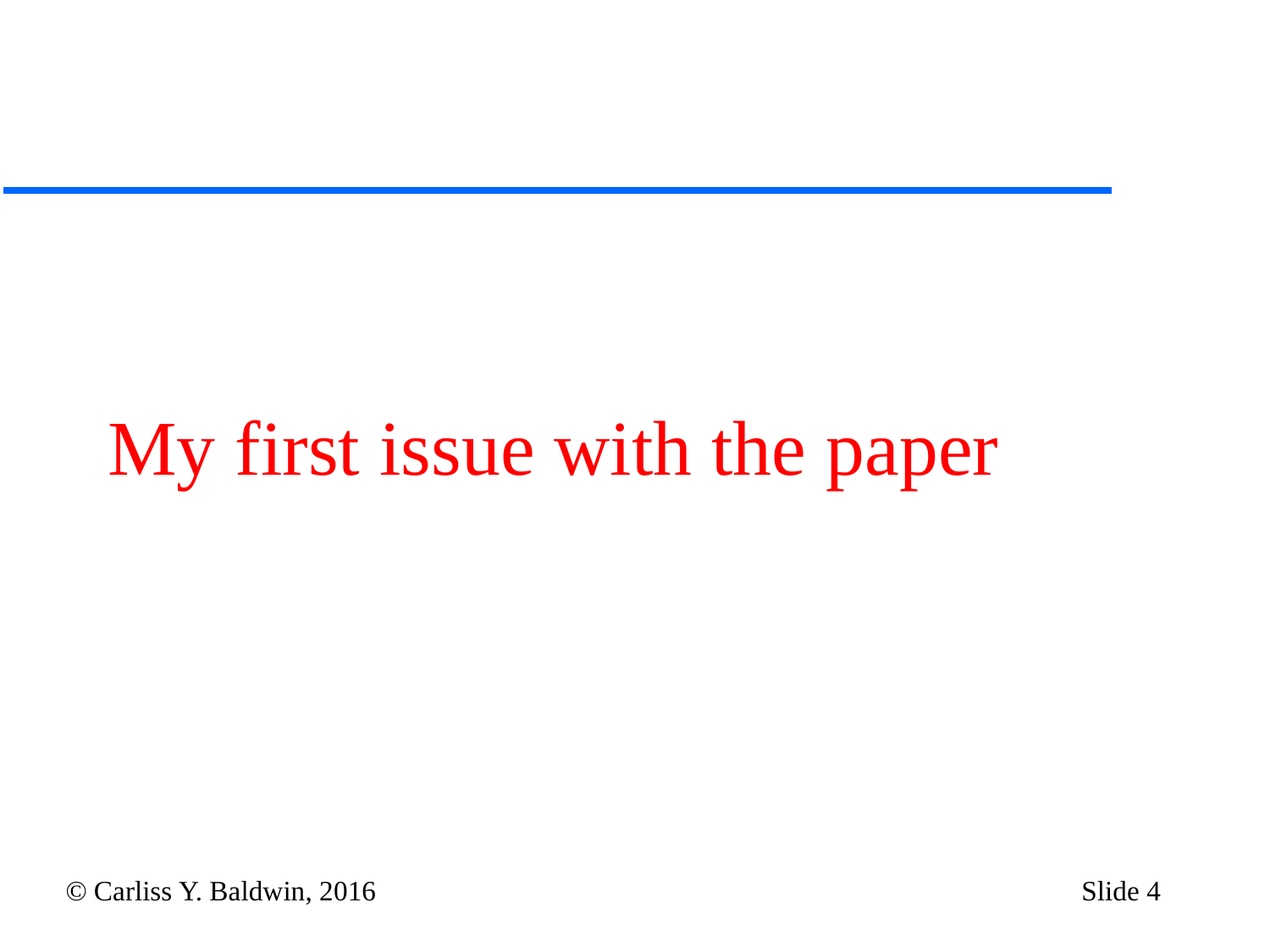# My first issue with the paper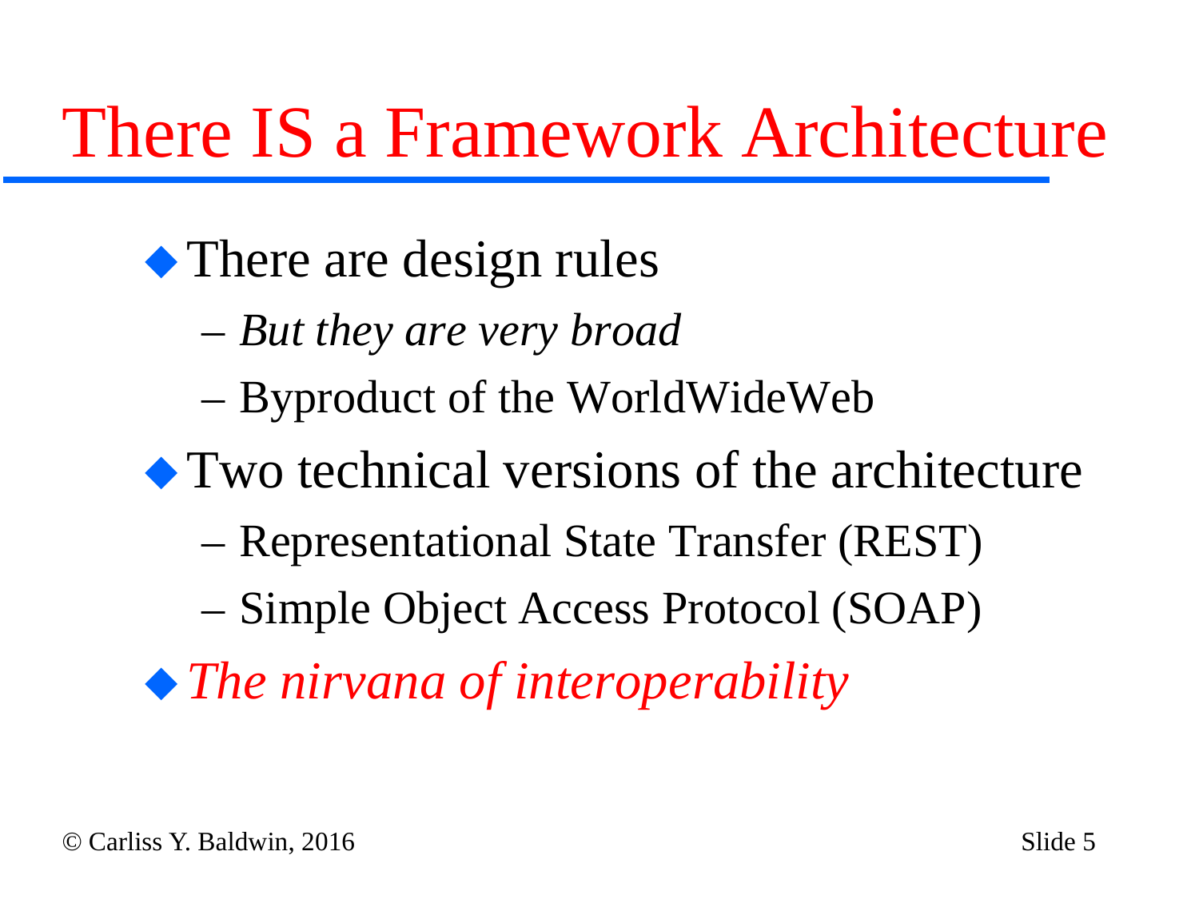# There IS a Framework Architecture

- There are design rules
  - *But they are very broad*
  - Byproduct of the WorldWideWeb
- Two technical versions of the architecture
  - Representational State Transfer (REST)
  - Simple Object Access Protocol (SOAP)
- *The nirvana of interoperability*

© Carliss Y. Baldwin, 2016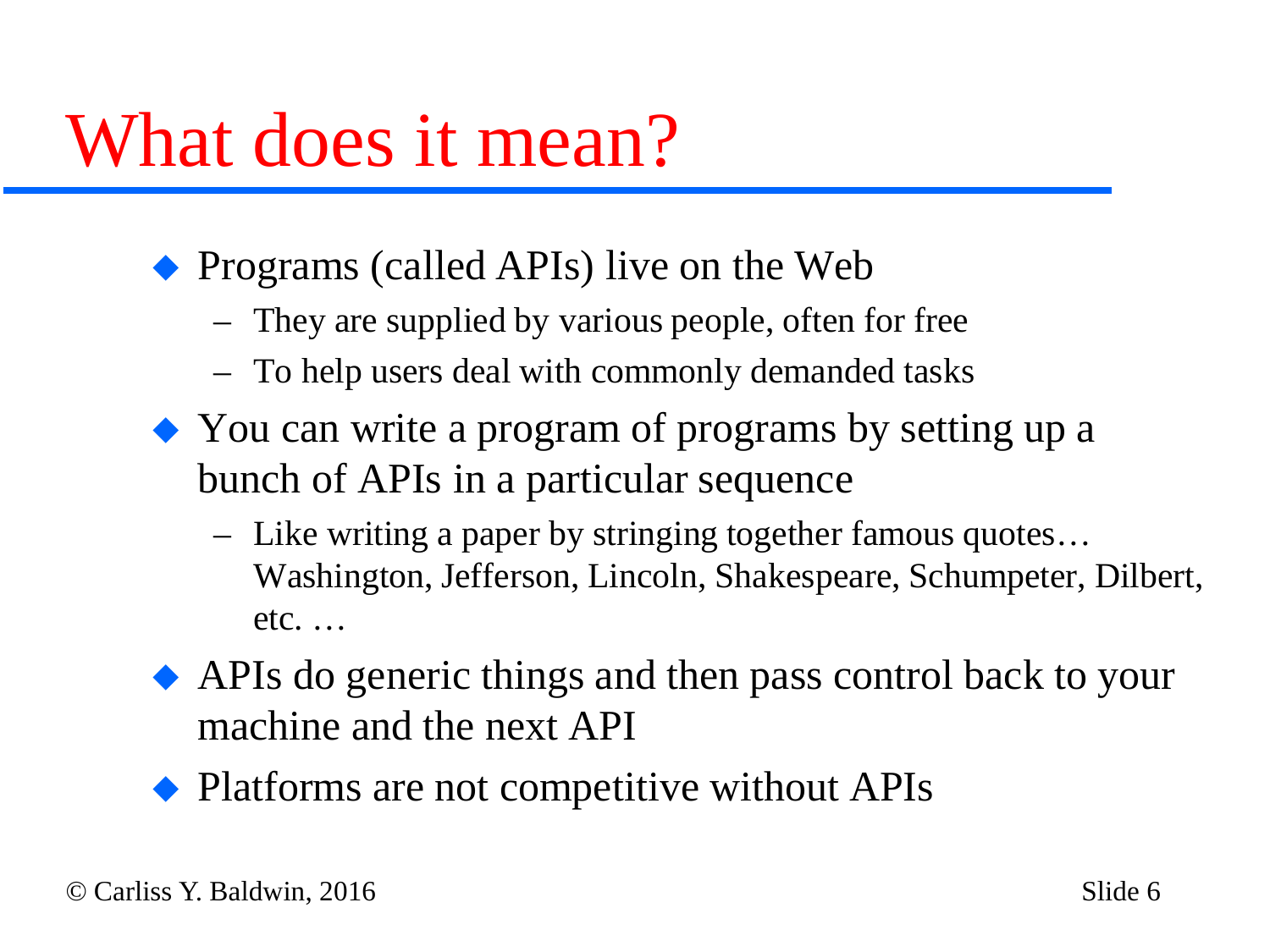# What does it mean?

- Programs (called APIs) live on the Web
  - They are supplied by various people, often for free
  - To help users deal with commonly demanded tasks
- You can write a program of programs by setting up a bunch of APIs in a particular sequence
  - Like writing a paper by stringing together famous quotes… Washington, Jefferson, Lincoln, Shakespeare, Schumpeter, Dilbert, etc. …
- APIs do generic things and then pass control back to your machine and the next API
- Platforms are not competitive without APIs

© Carliss Y. Baldwin, 2016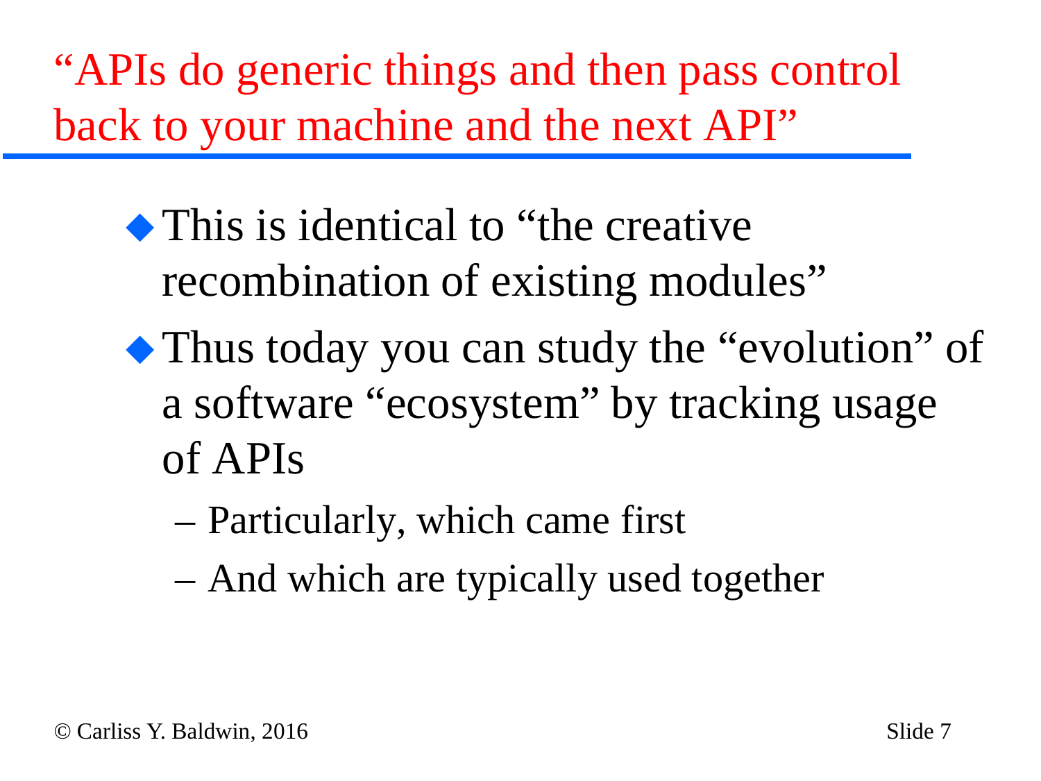# "APIs do generic things and then pass control back to your machine and the next API"

- This is identical to "the creative recombination of existing modules"
- Thus today you can study the "evolution" of a software "ecosystem" by tracking usage of APIs
  - Particularly, which came first
  - And which are typically used together

© Carliss Y. Baldwin, 2016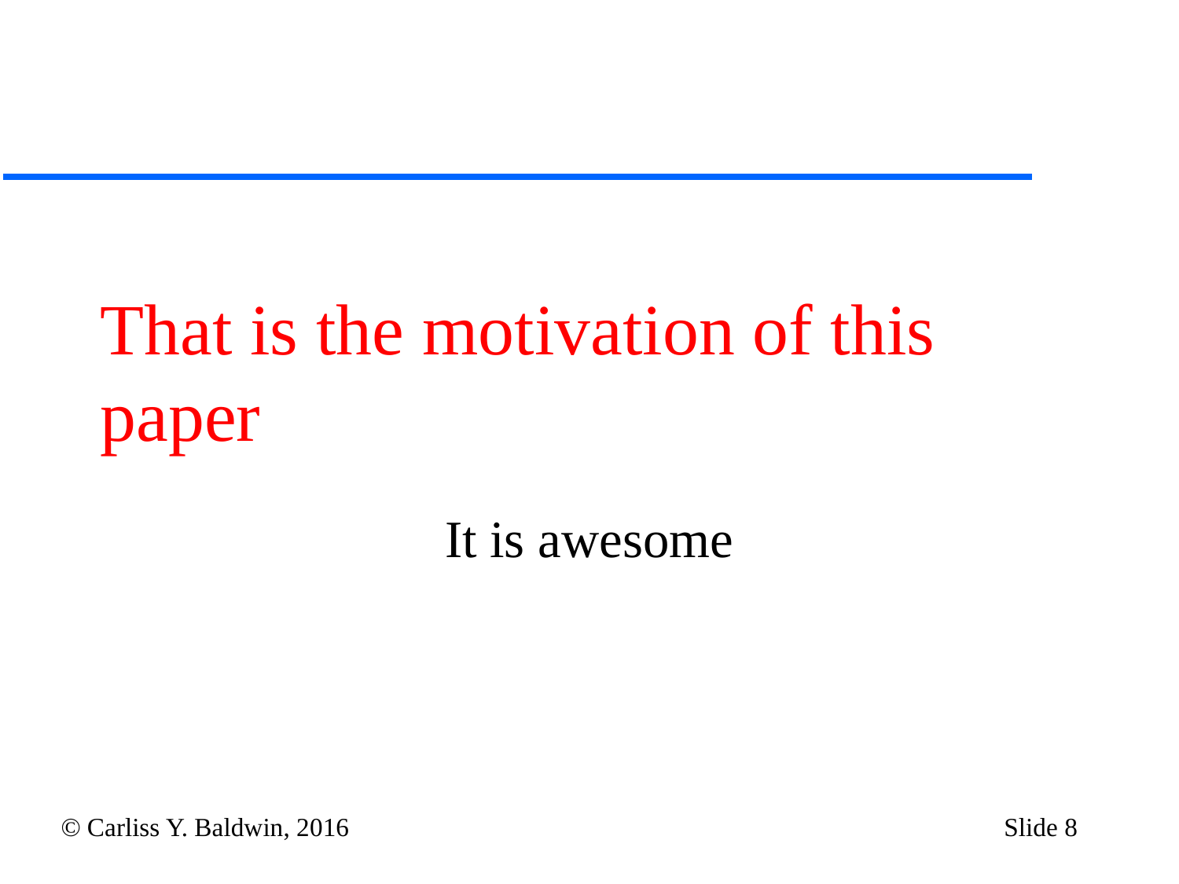# That is the motivation of this paper

It is awesome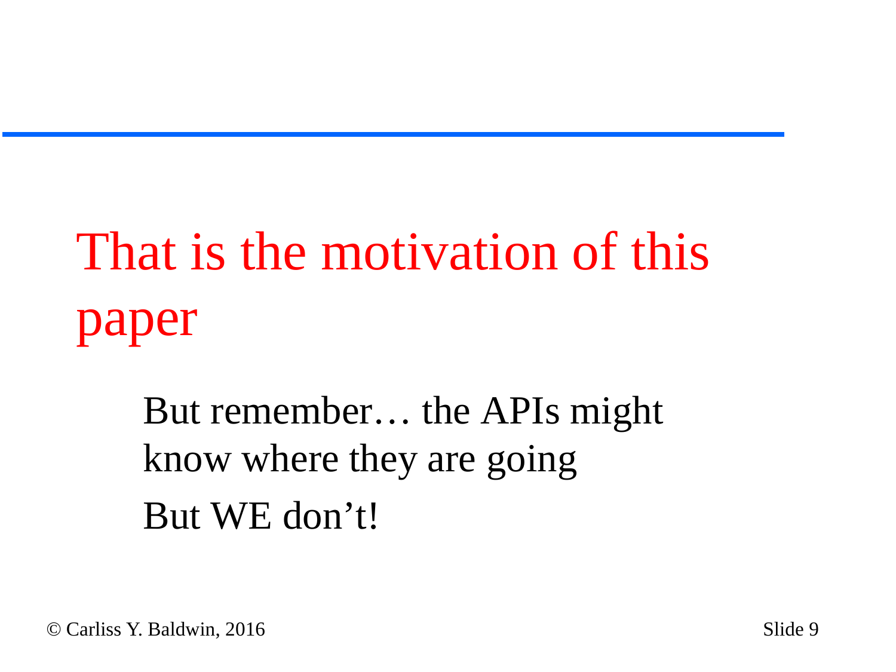# That is the motivation of this paper

But remember… the APIs might know where they are going

But WE don't!

© Carliss Y. Baldwin, 2016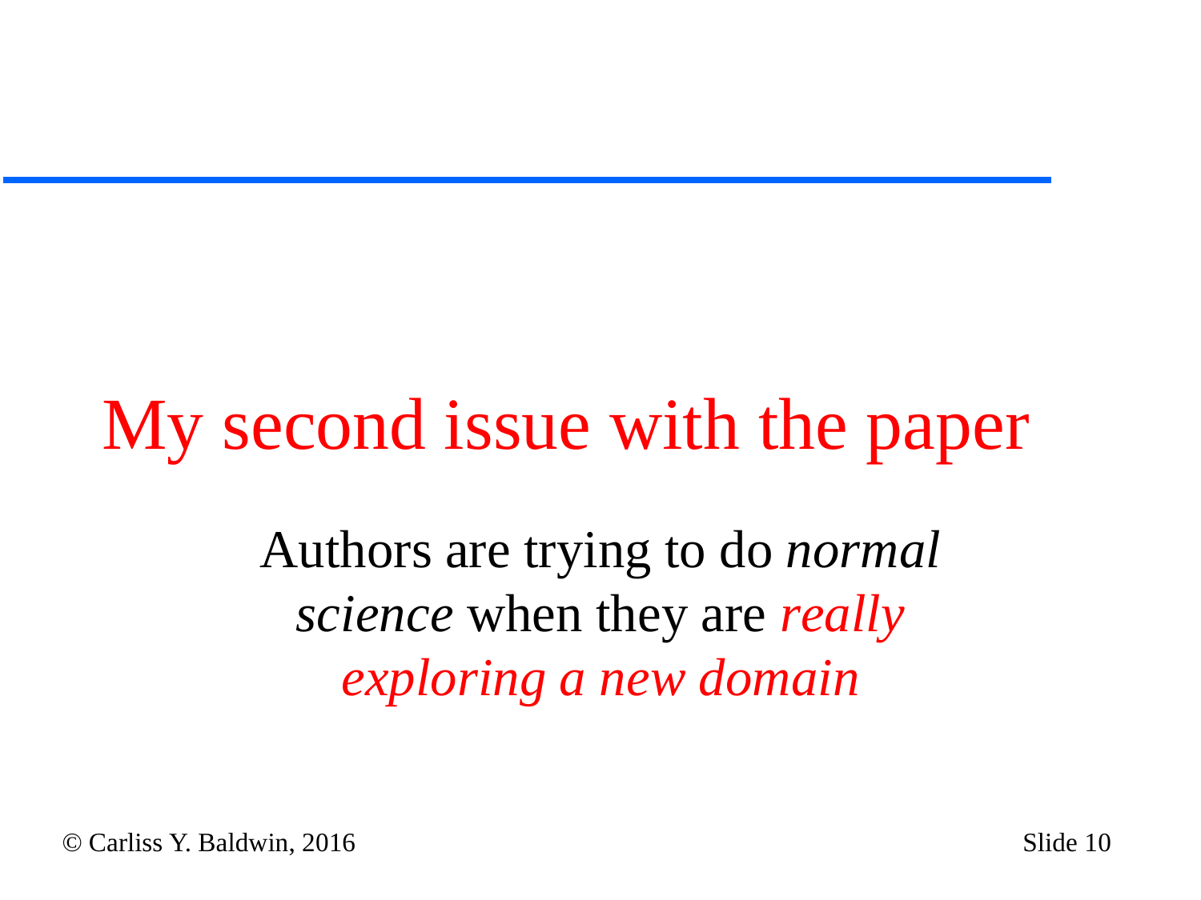# My second issue with the paper

Authors are trying to do *normal science* when they are *really exploring a new domain*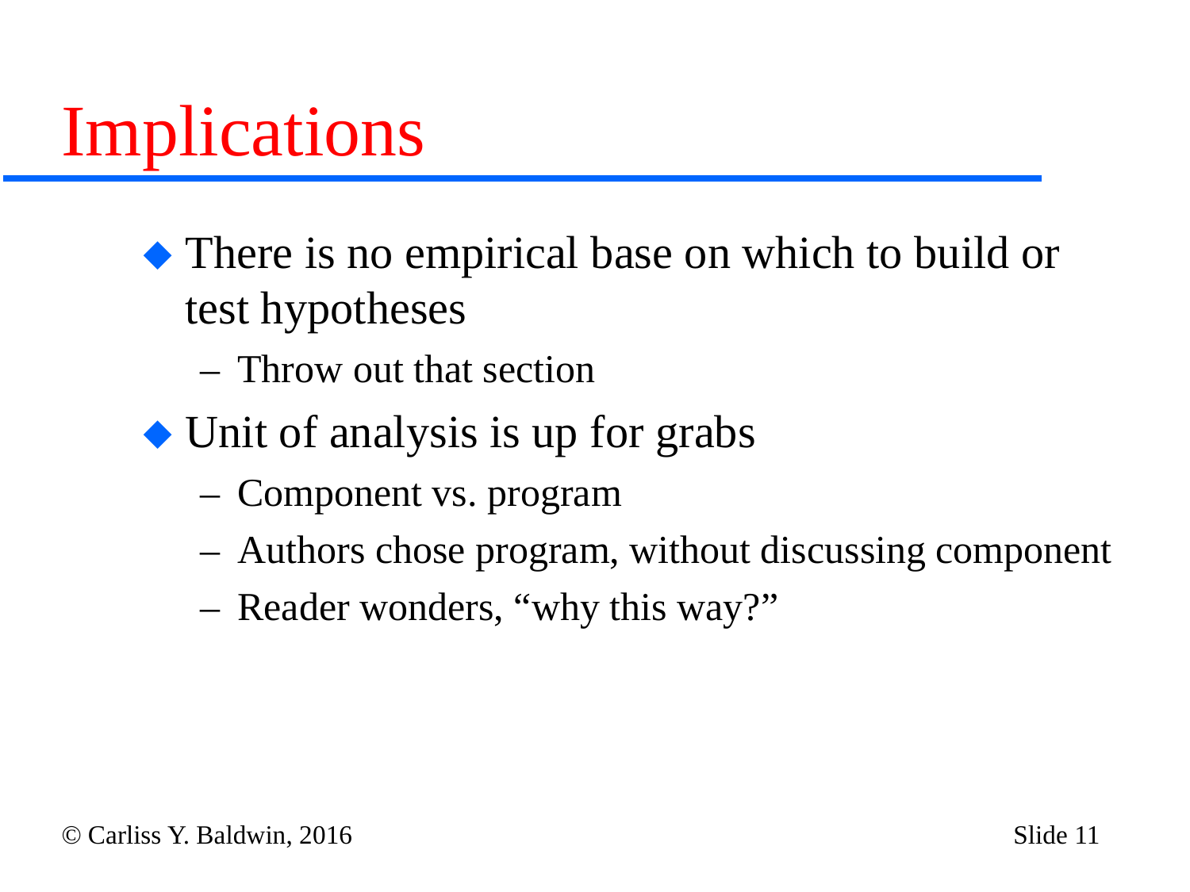# Implications

- There is no empirical base on which to build or test hypotheses
  - Throw out that section
- Unit of analysis is up for grabs
  - Component vs. program
  - Authors chose program, without discussing component
  - Reader wonders, "why this way?"

© Carliss Y. Baldwin, 2016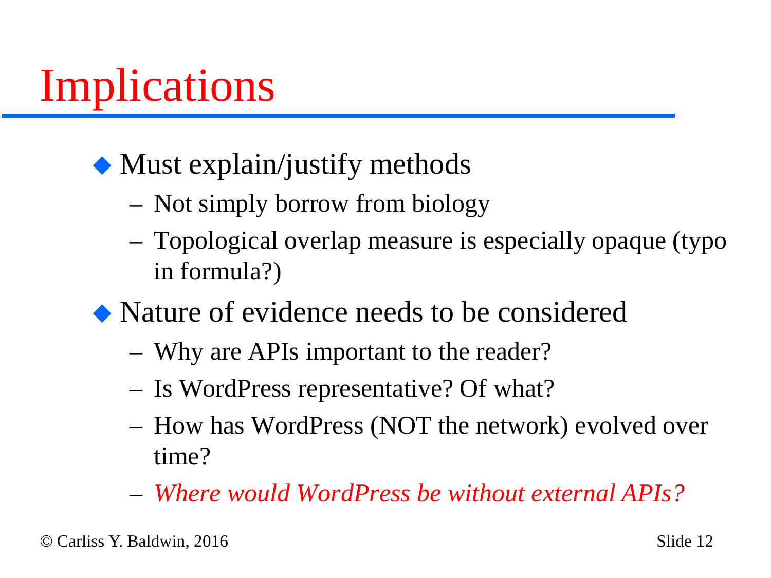# Implications

- Must explain/justify methods
  - Not simply borrow from biology
  - Topological overlap measure is especially opaque (typo in formula?)
- Nature of evidence needs to be considered
  - Why are APIs important to the reader?
  - Is WordPress representative? Of what?
  - How has WordPress (NOT the network) evolved over time?
  - *Where would WordPress be without external APIs?*

© Carliss Y. Baldwin, 2016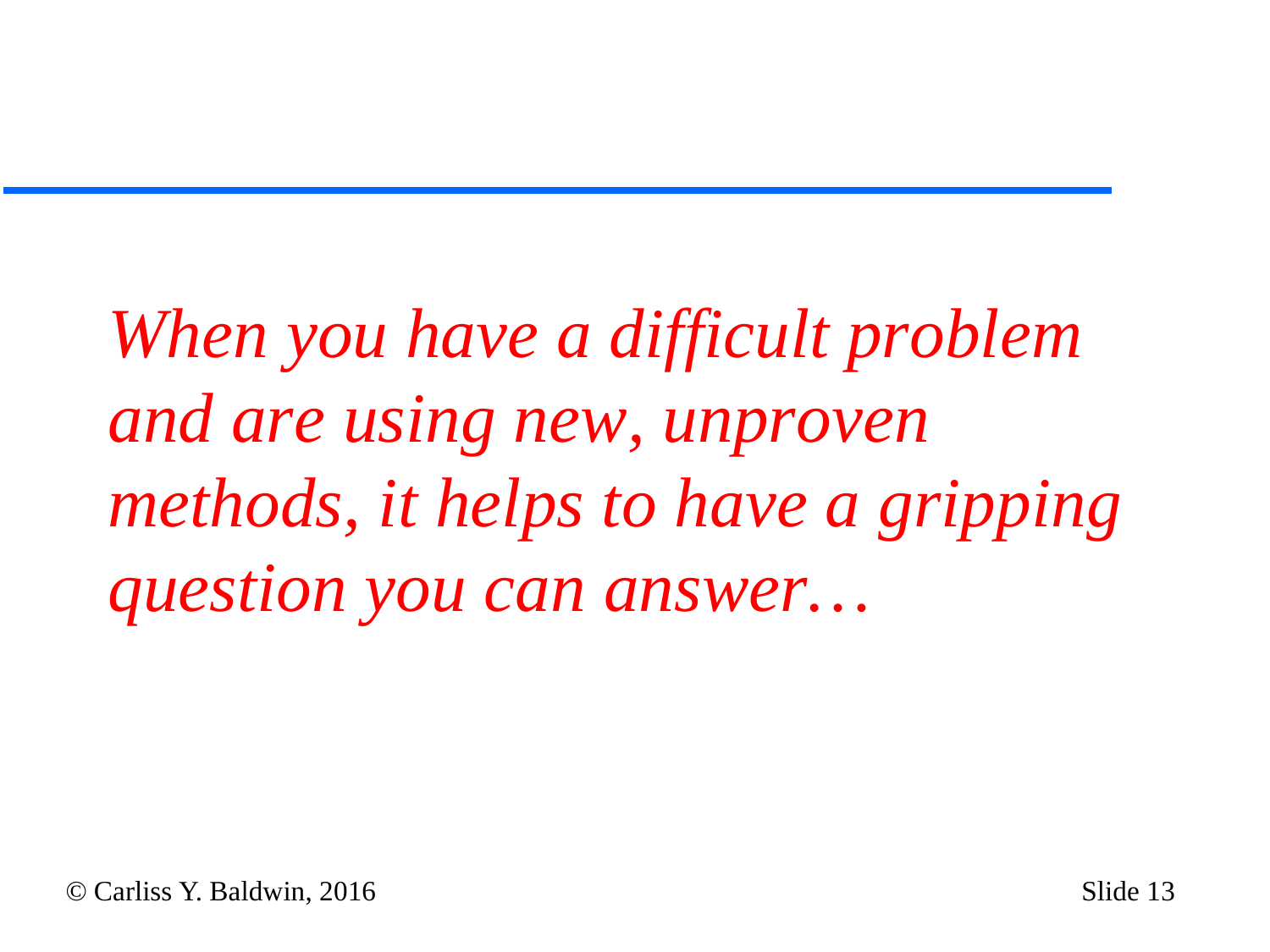*When you have a difficult problem and are using new, unproven methods, it helps to have a gripping question you can answer…*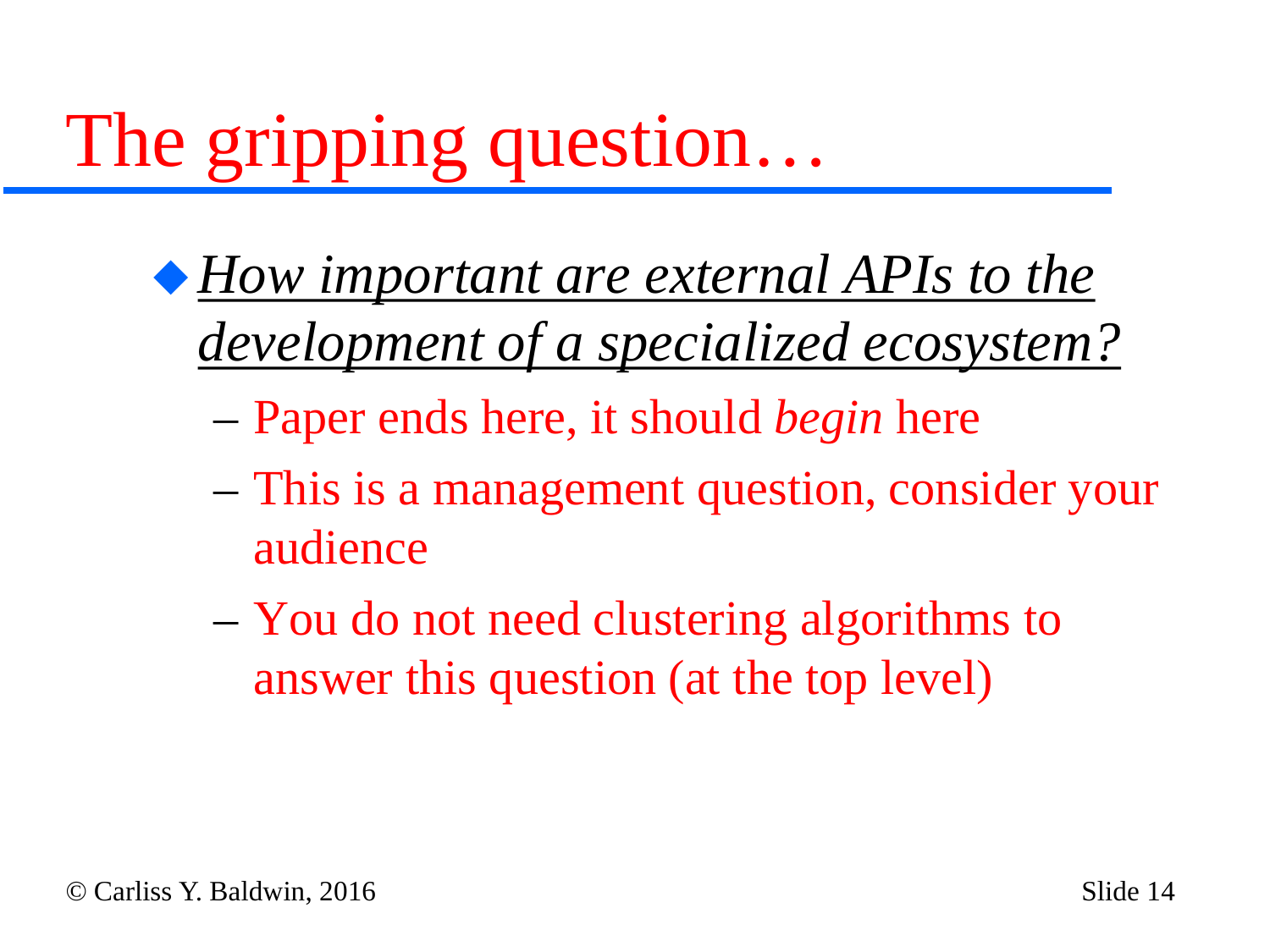# The gripping question…

- *How important are external APIs to the development of a specialized ecosystem?*
  - Paper ends here, it should *begin* here
  - This is a management question, consider your audience
  - You do not need clustering algorithms to answer this question (at the top level)

© Carliss Y. Baldwin, 2016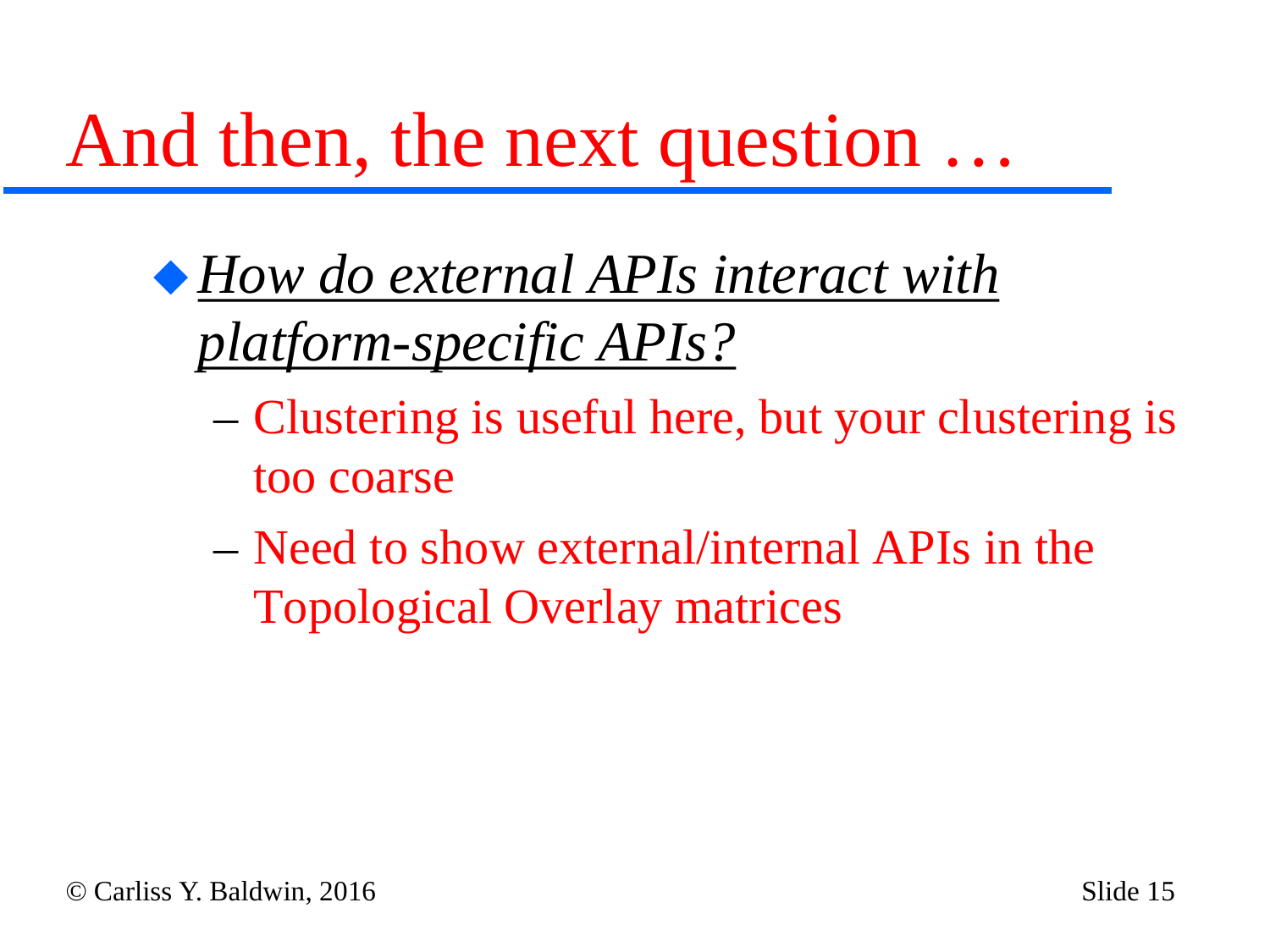# And then, the next question …

- ***How do external APIs interact with platform-specific APIs?***
  - Clustering is useful here, but your clustering is too coarse
  - Need to show external/internal APIs in the Topological Overlay matrices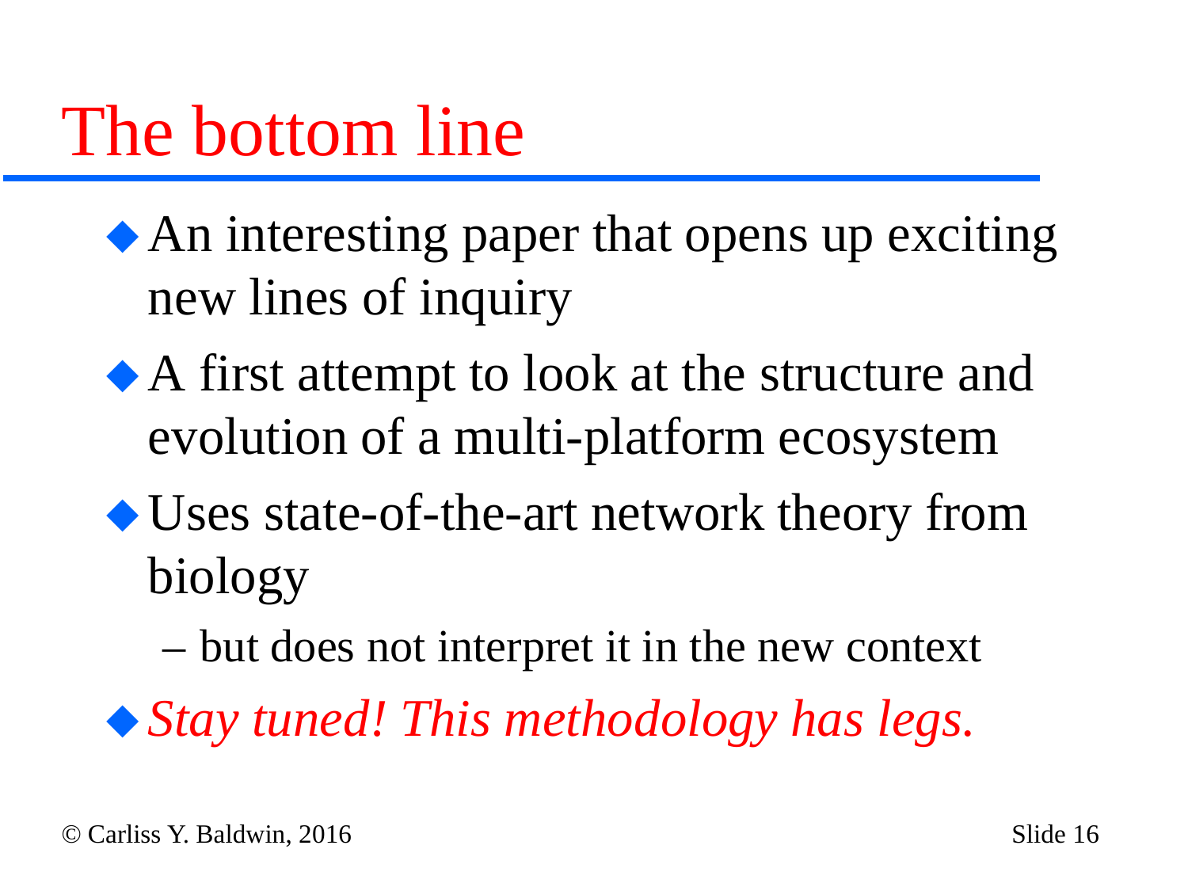# The bottom line

- An interesting paper that opens up exciting new lines of inquiry
- A first attempt to look at the structure and evolution of a multi-platform ecosystem
- Uses state-of-the-art network theory from biology
  - but does not interpret it in the new context
- *Stay tuned! This methodology has legs.*

© Carliss Y. Baldwin, 2016